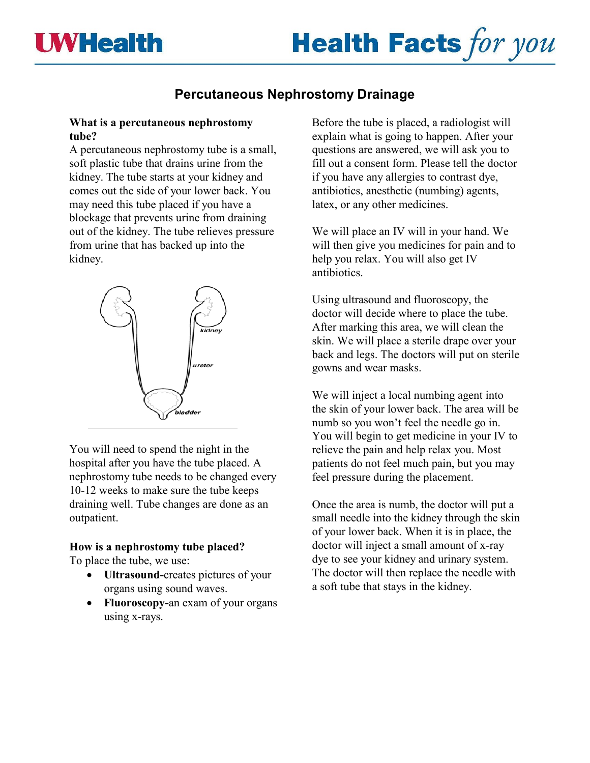# Percutaneous Nephrostomy Drainage

**What is a percutaneous nephrostomy tube?**
A percutaneous nephrostomy tube is a small, soft plastic tube that drains urine from the kidney. The tube starts at your kidney and comes out the side of your lower back. You may need this tube placed if you have a blockage that prevents urine from draining out of the kidney. The tube relieves pressure from urine that has backed up into the kidney.

You will need to spend the night in the hospital after you have the tube placed. A nephrostomy tube needs to be changed every 10-12 weeks to make sure the tube keeps draining well. Tube changes are done as an outpatient.

**How is a nephrostomy tube placed?**
To place the tube, we use:

- **Ultrasound-**creates pictures of your organs using sound waves.
- **Fluoroscopy-**an exam of your organs using x-rays.

Before the tube is placed, a radiologist will explain what is going to happen. After your questions are answered, we will ask you to fill out a consent form. Please tell the doctor if you have any allergies to contrast dye, antibiotics, anesthetic (numbing) agents, latex, or any other medicines.

We will place an IV will in your hand. We will then give you medicines for pain and to help you relax. You will also get IV antibiotics.

Using ultrasound and fluoroscopy, the doctor will decide where to place the tube. After marking this area, we will clean the skin. We will place a sterile drape over your back and legs. The doctors will put on sterile gowns and wear masks.

We will inject a local numbing agent into the skin of your lower back. The area will be numb so you won't feel the needle go in. You will begin to get medicine in your IV to relieve the pain and help relax you. Most patients do not feel much pain, but you may feel pressure during the placement.

Once the area is numb, the doctor will put a small needle into the kidney through the skin of your lower back. When it is in place, the doctor will inject a small amount of x-ray dye to see your kidney and urinary system. The doctor will then replace the needle with a soft tube that stays in the kidney.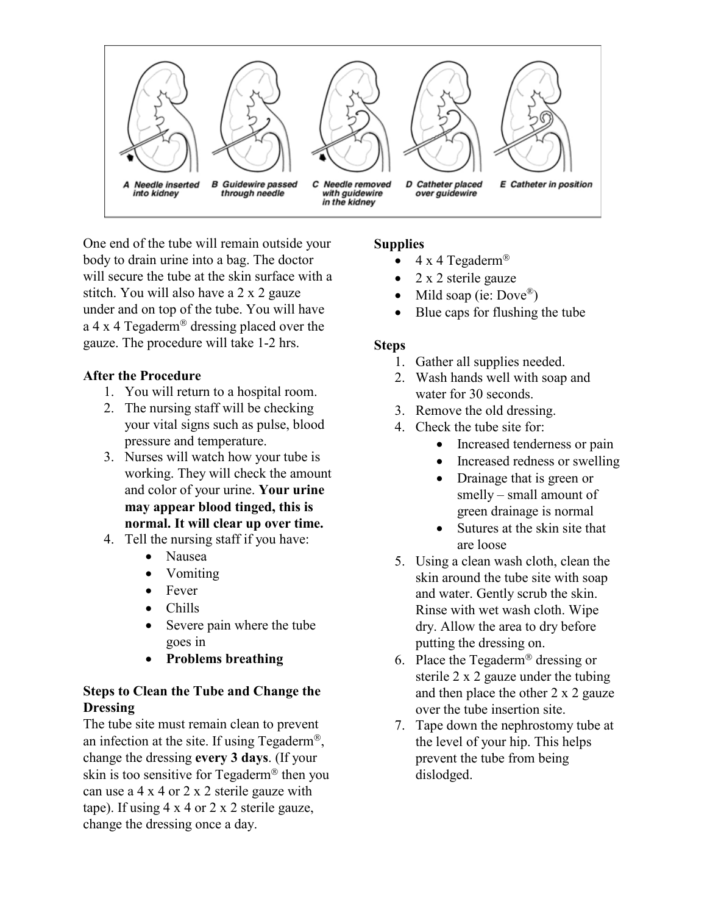A Needle inserted into kidney
B Guidewire passed through needle
C Needle removed with guidewire in the kidney
D Catheter placed over guidewire
E Catheter in position

One end of the tube will remain outside your body to drain urine into a bag. The doctor will secure the tube at the skin surface with a stitch. You will also have a 2 x 2 gauze under and on top of the tube. You will have a 4 x 4 Tegaderm® dressing placed over the gauze. The procedure will take 1-2 hrs.

**After the Procedure**

1. You will return to a hospital room.
2. The nursing staff will be checking your vital signs such as pulse, blood pressure and temperature.
3. Nurses will watch how your tube is working. They will check the amount and color of your urine. **Your urine may appear blood tinged, this is normal. It will clear up over time.**
4. Tell the nursing staff if you have:
   - Nausea
   - Vomiting
   - Fever
   - Chills
   - Severe pain where the tube goes in
   - **Problems breathing**

**Steps to Clean the Tube and Change the Dressing**

The tube site must remain clean to prevent an infection at the site. If using Tegaderm®, change the dressing **every 3 days**. (If your skin is too sensitive for Tegaderm® then you can use a 4 x 4 or 2 x 2 sterile gauze with tape). If using 4 x 4 or 2 x 2 sterile gauze, change the dressing once a day.

**Supplies**

- 4 x 4 Tegaderm®
- 2 x 2 sterile gauze
- Mild soap (ie: Dove®)
- Blue caps for flushing the tube

**Steps**

1. Gather all supplies needed.
2. Wash hands well with soap and water for 30 seconds.
3. Remove the old dressing.
4. Check the tube site for:
   - Increased tenderness or pain
   - Increased redness or swelling
   - Drainage that is green or smelly – small amount of green drainage is normal
   - Sutures at the skin site that are loose
5. Using a clean wash cloth, clean the skin around the tube site with soap and water. Gently scrub the skin. Rinse with wet wash cloth. Wipe dry. Allow the area to dry before putting the dressing on.
6. Place the Tegaderm® dressing or sterile 2 x 2 gauze under the tubing and then place the other 2 x 2 gauze over the tube insertion site.
7. Tape down the nephrostomy tube at the level of your hip. This helps prevent the tube from being dislodged.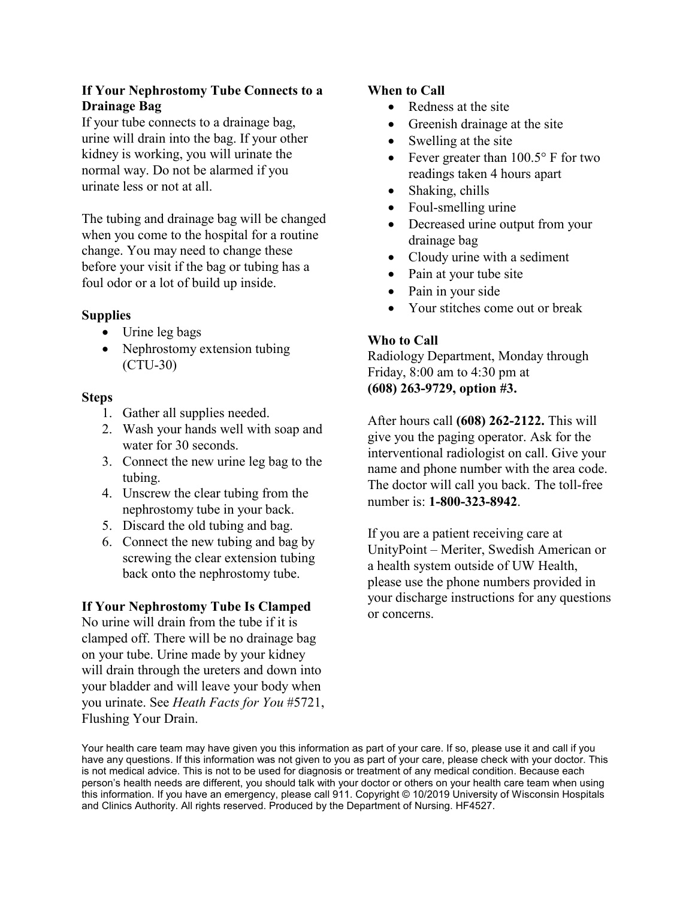### If Your Nephrostomy Tube Connects to a Drainage Bag

If your tube connects to a drainage bag, urine will drain into the bag. If your other kidney is working, you will urinate the normal way. Do not be alarmed if you urinate less or not at all.

The tubing and drainage bag will be changed when you come to the hospital for a routine change. You may need to change these before your visit if the bag or tubing has a foul odor or a lot of build up inside.

### Supplies

- Urine leg bags
- Nephrostomy extension tubing (CTU-30)

### Steps

1. Gather all supplies needed.
2. Wash your hands well with soap and water for 30 seconds.
3. Connect the new urine leg bag to the tubing.
4. Unscrew the clear tubing from the nephrostomy tube in your back.
5. Discard the old tubing and bag.
6. Connect the new tubing and bag by screwing the clear extension tubing back onto the nephrostomy tube.

### If Your Nephrostomy Tube Is Clamped

No urine will drain from the tube if it is clamped off. There will be no drainage bag on your tube. Urine made by your kidney will drain through the ureters and down into your bladder and will leave your body when you urinate. See *Heath Facts for You* #5721, Flushing Your Drain.

### When to Call

- Redness at the site
- Greenish drainage at the site
- Swelling at the site
- Fever greater than 100.5° F for two readings taken 4 hours apart
- Shaking, chills
- Foul-smelling urine
- Decreased urine output from your drainage bag
- Cloudy urine with a sediment
- Pain at your tube site
- Pain in your side
- Your stitches come out or break

### Who to Call

Radiology Department, Monday through Friday, 8:00 am to 4:30 pm at **(608) 263-9729, option #3.**

After hours call **(608) 262-2122.** This will give you the paging operator. Ask for the interventional radiologist on call. Give your name and phone number with the area code. The doctor will call you back. The toll-free number is: **1-800-323-8942**.

If you are a patient receiving care at UnityPoint – Meriter, Swedish American or a health system outside of UW Health, please use the phone numbers provided in your discharge instructions for any questions or concerns.

Your health care team may have given you this information as part of your care. If so, please use it and call if you have any questions. If this information was not given to you as part of your care, please check with your doctor. This is not medical advice. This is not to be used for diagnosis or treatment of any medical condition. Because each person's health needs are different, you should talk with your doctor or others on your health care team when using this information. If you have an emergency, please call 911. Copyright © 10/2019 University of Wisconsin Hospitals and Clinics Authority. All rights reserved. Produced by the Department of Nursing. HF4527.